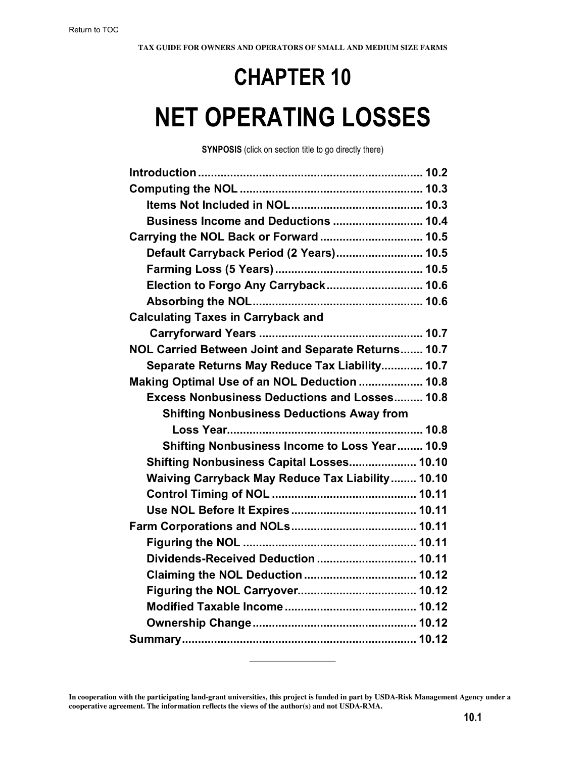Return to TOC

TAX GUIDE FOR OWNERS AND OPERATORS OF SMALL AND MEDIUM SIZE FARMS

# CHAPTER 10

# NET OPERATING LOSSES

**SYNOPSIS** (click on section title to go directly there)

- **Introduction** ..... 10.2
- **Computing the NOL** ..... 10.3
  - **Items Not Included in NOL** ..... 10.3
  - **Business Income and Deductions** ..... 10.4
- **Carrying the NOL Back or Forward** ..... 10.5
  - **Default Carryback Period (2 Years)** ..... 10.5
  - **Farming Loss (5 Years)** ..... 10.5
  - **Election to Forgo Any Carryback** ..... 10.6
  - **Absorbing the NOL** ..... 10.6
- **Calculating Taxes in Carryback and Carryforward Years** ..... 10.7
- **NOL Carried Between Joint and Separate Returns** ..... 10.7
  - **Separate Returns May Reduce Tax Liability** ..... 10.7
- **Making Optimal Use of an NOL Deduction** ..... 10.8
  - **Excess Nonbusiness Deductions and Losses** ..... 10.8
    - **Shifting Nonbusiness Deductions Away from Loss Year** ..... 10.8
    - **Shifting Nonbusiness Income to Loss Year** ..... 10.9
  - **Shifting Nonbusiness Capital Losses** ..... 10.10
  - **Waiving Carryback May Reduce Tax Liability** ..... 10.10
  - **Control Timing of NOL** ..... 10.11
  - **Use NOL Before It Expires** ..... 10.11
- **Farm Corporations and NOLs** ..... 10.11
  - **Figuring the NOL** ..... 10.11
  - **Dividends-Received Deduction** ..... 10.11
  - **Claiming the NOL Deduction** ..... 10.12
  - **Figuring the NOL Carryover** ..... 10.12
  - **Modified Taxable Income** ..... 10.12
  - **Ownership Change** ..... 10.12
- **Summary** ..... 10.12

---

**In cooperation with the participating land-grant universities, this project is funded in part by USDA-Risk Management Agency under a cooperative agreement. The information reflects the views of the author(s) and not USDA-RMA.**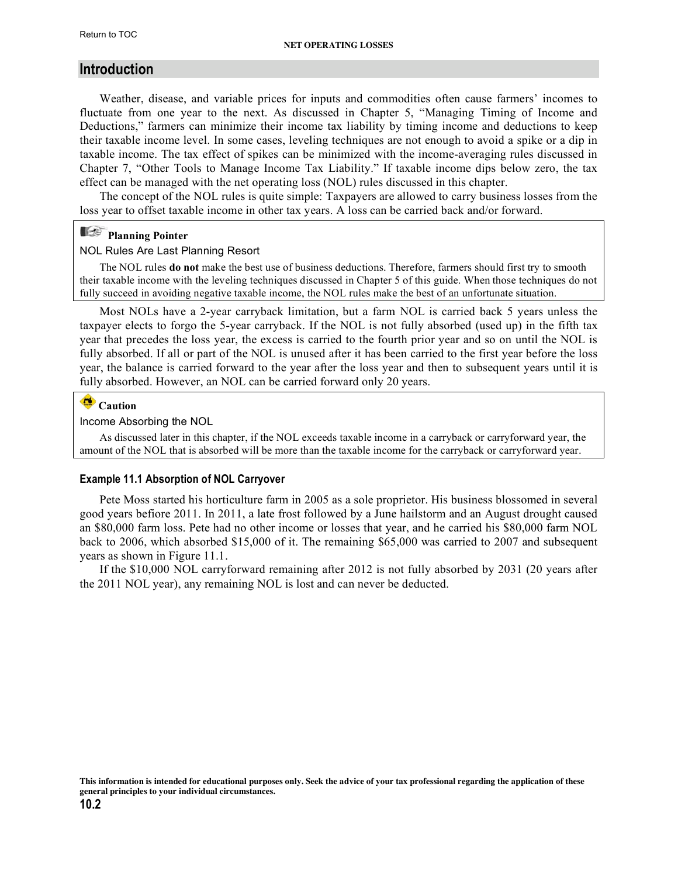## Introduction

Weather, disease, and variable prices for inputs and commodities often cause farmers' incomes to fluctuate from one year to the next. As discussed in Chapter 5, "Managing Timing of Income and Deductions," farmers can minimize their income tax liability by timing income and deductions to keep their taxable income level. In some cases, leveling techniques are not enough to avoid a spike or a dip in taxable income. The tax effect of spikes can be minimized with the income-averaging rules discussed in Chapter 7, "Other Tools to Manage Income Tax Liability." If taxable income dips below zero, the tax effect can be managed with the net operating loss (NOL) rules discussed in this chapter.

The concept of the NOL rules is quite simple: Taxpayers are allowed to carry business losses from the loss year to offset taxable income in other tax years. A loss can be carried back and/or forward.

> **Planning Pointer**
>
> NOL Rules Are Last Planning Resort
>
> The NOL rules **do not** make the best use of business deductions. Therefore, farmers should first try to smooth their taxable income with the leveling techniques discussed in Chapter 5 of this guide. When those techniques do not fully succeed in avoiding negative taxable income, the NOL rules make the best of an unfortunate situation.

Most NOLs have a 2-year carryback limitation, but a farm NOL is carried back 5 years unless the taxpayer elects to forgo the 5-year carryback. If the NOL is not fully absorbed (used up) in the fifth tax year that precedes the loss year, the excess is carried to the fourth prior year and so on until the NOL is fully absorbed. If all or part of the NOL is unused after it has been carried to the first year before the loss year, the balance is carried forward to the year after the loss year and then to subsequent years until it is fully absorbed. However, an NOL can be carried forward only 20 years.

> **Caution**
>
> Income Absorbing the NOL
>
> As discussed later in this chapter, if the NOL exceeds taxable income in a carryback or carryforward year, the amount of the NOL that is absorbed will be more than the taxable income for the carryback or carryforward year.

#### Example 11.1 Absorption of NOL Carryover

Pete Moss started his horticulture farm in 2005 as a sole proprietor. His business blossomed in several good years before 2011. In 2011, a late frost followed by a June hailstorm and an August drought caused an $80,000 farm loss. Pete had no other income or losses that year, and he carried his $80,000 farm NOL back to 2006, which absorbed $15,000 of it. The remaining $65,000 was carried to 2007 and subsequent years as shown in Figure 11.1.

If the $10,000 NOL carryforward remaining after 2012 is not fully absorbed by 2031 (20 years after the 2011 NOL year), any remaining NOL is lost and can never be deducted.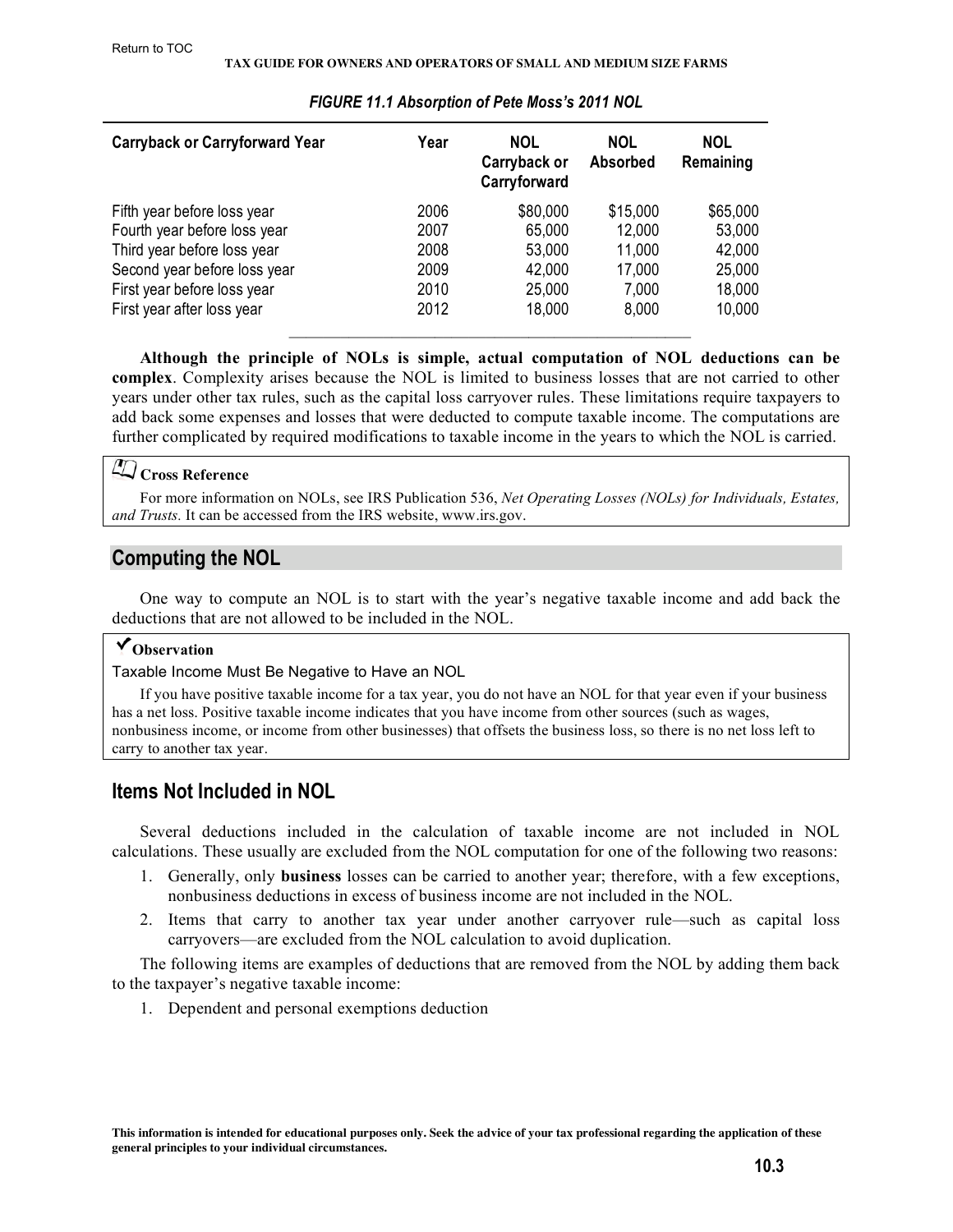*FIGURE 11.1 Absorption of Pete Moss's 2011 NOL*

| Carryback or Carryforward Year | Year | NOL Carryback or Carryforward | NOL Absorbed | NOL Remaining |
|---|---|---|---|---|
| Fifth year before loss year | 2006 | $80,000 | $15,000 | $65,000 |
| Fourth year before loss year | 2007 | 65,000 | 12,000 | 53,000 |
| Third year before loss year | 2008 | 53,000 | 11,000 | 42,000 |
| Second year before loss year | 2009 | 42,000 | 17,000 | 25,000 |
| First year before loss year | 2010 | 25,000 | 7,000 | 18,000 |
| First year after loss year | 2012 | 18,000 | 8,000 | 10,000 |

**Although the principle of NOLs is simple, actual computation of NOL deductions can be complex**. Complexity arises because the NOL is limited to business losses that are not carried to other years under other tax rules, such as the capital loss carryover rules. These limitations require taxpayers to add back some expenses and losses that were deducted to compute taxable income. The computations are further complicated by required modifications to taxable income in the years to which the NOL is carried.

**Cross Reference**

For more information on NOLs, see IRS Publication 536, *Net Operating Losses (NOLs) for Individuals, Estates, and Trusts*. It can be accessed from the IRS website, www.irs.gov.

## Computing the NOL

One way to compute an NOL is to start with the year's negative taxable income and add back the deductions that are not allowed to be included in the NOL.

**✔Observation**

Taxable Income Must Be Negative to Have an NOL

If you have positive taxable income for a tax year, you do not have an NOL for that year even if your business has a net loss. Positive taxable income indicates that you have income from other sources (such as wages, nonbusiness income, or income from other businesses) that offsets the business loss, so there is no net loss left to carry to another tax year.

### Items Not Included in NOL

Several deductions included in the calculation of taxable income are not included in NOL calculations. These usually are excluded from the NOL computation for one of the following two reasons:

1. Generally, only **business** losses can be carried to another year; therefore, with a few exceptions, nonbusiness deductions in excess of business income are not included in the NOL.
2. Items that carry to another tax year under another carryover rule—such as capital loss carryovers—are excluded from the NOL calculation to avoid duplication.

The following items are examples of deductions that are removed from the NOL by adding them back to the taxpayer's negative taxable income:

1. Dependent and personal exemptions deduction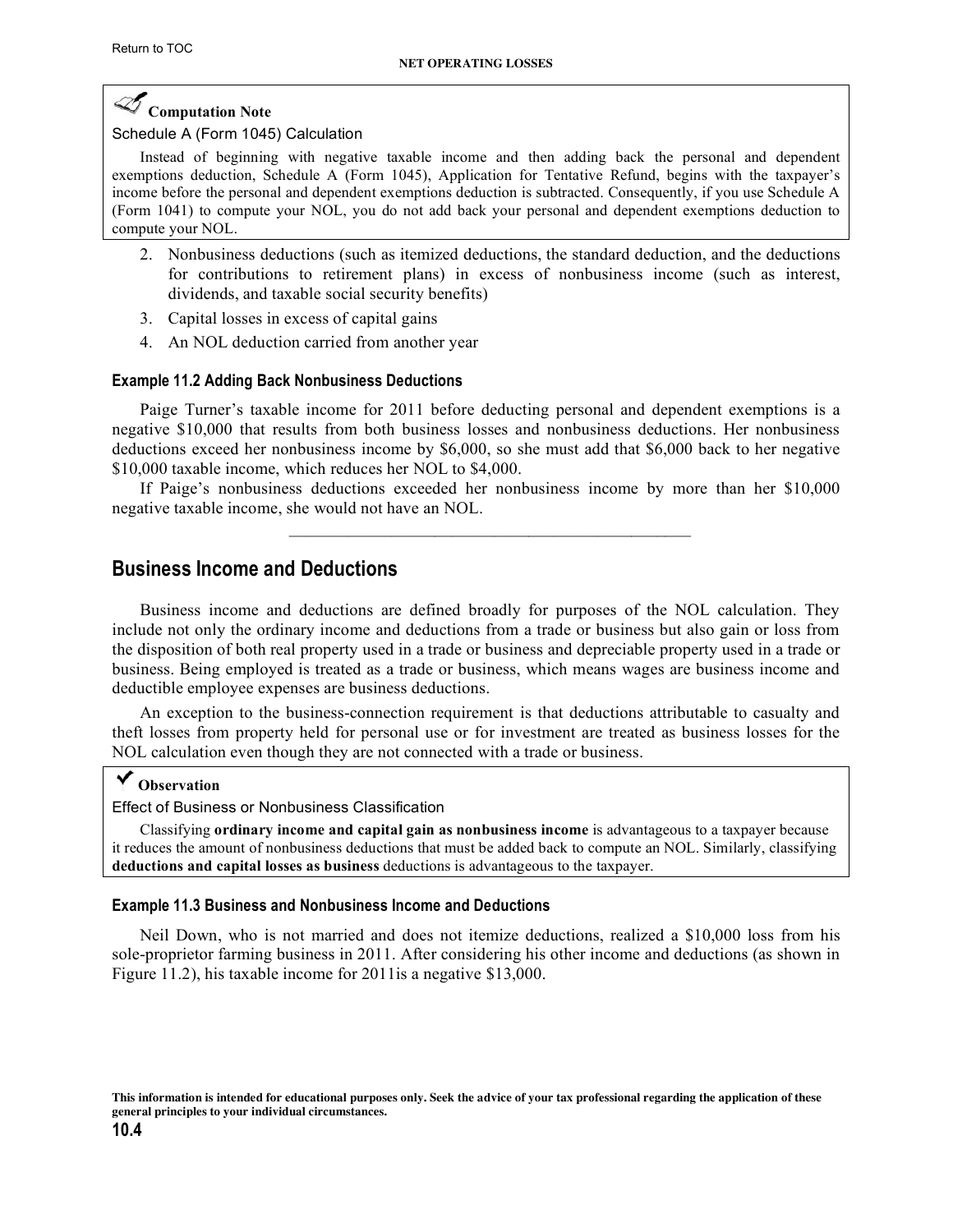**Computation Note**

Schedule A (Form 1045) Calculation

Instead of beginning with negative taxable income and then adding back the personal and dependent exemptions deduction, Schedule A (Form 1045), Application for Tentative Refund, begins with the taxpayer's income before the personal and dependent exemptions deduction is subtracted. Consequently, if you use Schedule A (Form 1041) to compute your NOL, you do not add back your personal and dependent exemptions deduction to compute your NOL.

2. Nonbusiness deductions (such as itemized deductions, the standard deduction, and the deductions for contributions to retirement plans) in excess of nonbusiness income (such as interest, dividends, and taxable social security benefits)
3. Capital losses in excess of capital gains
4. An NOL deduction carried from another year

#### Example 11.2 Adding Back Nonbusiness Deductions

Paige Turner's taxable income for 2011 before deducting personal and dependent exemptions is a negative $10,000 that results from both business losses and nonbusiness deductions. Her nonbusiness deductions exceed her nonbusiness income by $6,000, so she must add that $6,000 back to her negative $10,000 taxable income, which reduces her NOL to $4,000.

If Paige's nonbusiness deductions exceeded her nonbusiness income by more than her $10,000 negative taxable income, she would not have an NOL.

---

## Business Income and Deductions

Business income and deductions are defined broadly for purposes of the NOL calculation. They include not only the ordinary income and deductions from a trade or business but also gain or loss from the disposition of both real property used in a trade or business and depreciable property used in a trade or business. Being employed is treated as a trade or business, which means wages are business income and deductible employee expenses are business deductions.

An exception to the business-connection requirement is that deductions attributable to casualty and theft losses from property held for personal use or for investment are treated as business losses for the NOL calculation even though they are not connected with a trade or business.

**Observation**

Effect of Business or Nonbusiness Classification

Classifying **ordinary income and capital gain as nonbusiness income** is advantageous to a taxpayer because it reduces the amount of nonbusiness deductions that must be added back to compute an NOL. Similarly, classifying **deductions and capital losses as business** deductions is advantageous to the taxpayer.

#### Example 11.3 Business and Nonbusiness Income and Deductions

Neil Down, who is not married and does not itemize deductions, realized a $10,000 loss from his sole-proprietor farming business in 2011. After considering his other income and deductions (as shown in Figure 11.2), his taxable income for 2011is a negative $13,000.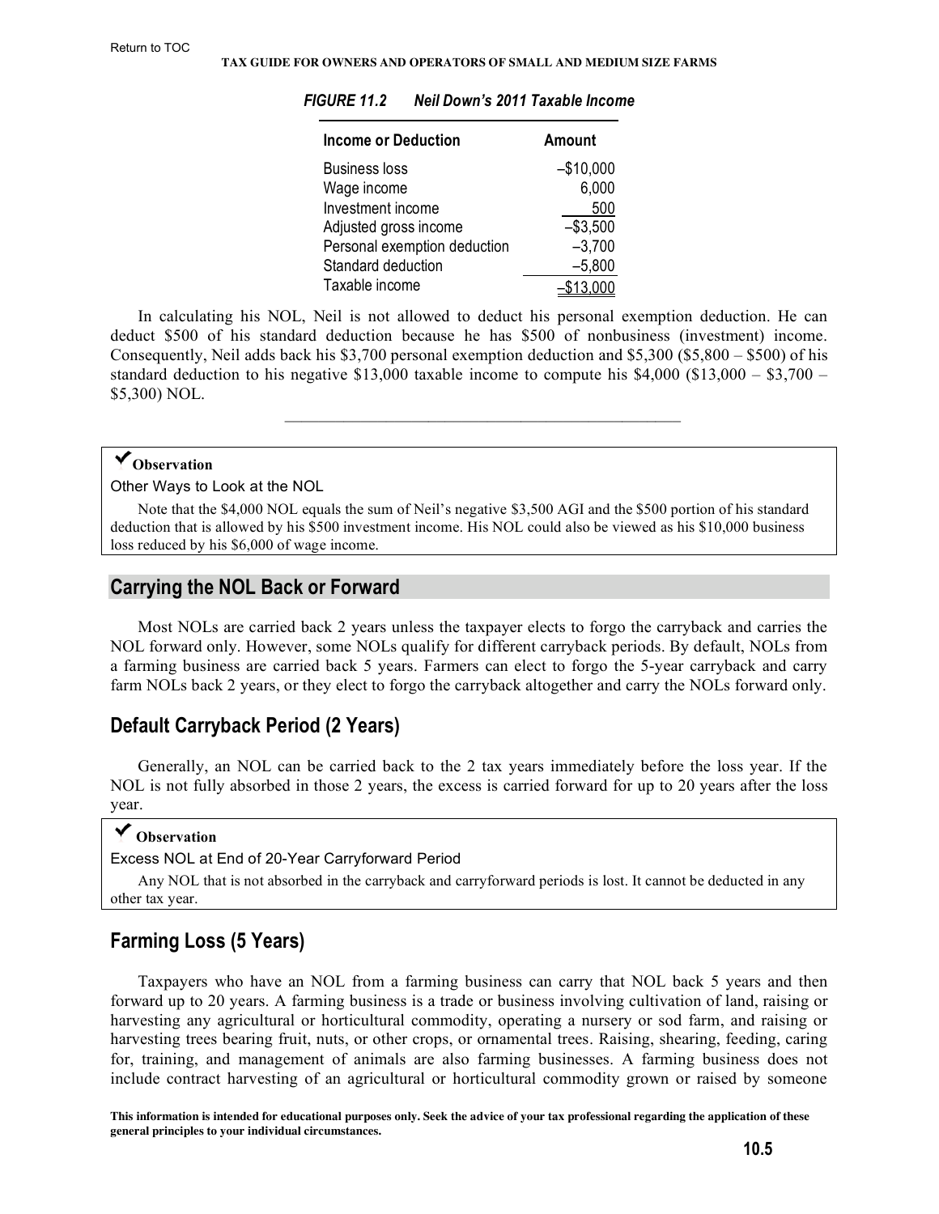*FIGURE 11.2 Neil Down's 2011 Taxable Income*

| Income or Deduction | Amount |
|---|---|
| Business loss | –$10,000 |
| Wage income | 6,000 |
| Investment income | 500 |
| Adjusted gross income | –$3,500 |
| Personal exemption deduction | –3,700 |
| Standard deduction | –5,800 |
| Taxable income | –$13,000 |

In calculating his NOL, Neil is not allowed to deduct his personal exemption deduction. He can deduct $500 of his standard deduction because he has $500 of nonbusiness (investment) income. Consequently, Neil adds back his $3,700 personal exemption deduction and $5,300 ($5,800 – $500) of his standard deduction to his negative $13,000 taxable income to compute his $4,000 ($13,000 – $3,700 – $5,300) NOL.

---

> ✓ **Observation**
>
> Other Ways to Look at the NOL
>
> Note that the $4,000 NOL equals the sum of Neil's negative $3,500 AGI and the $500 portion of his standard deduction that is allowed by his $500 investment income. His NOL could also be viewed as his $10,000 business loss reduced by his $6,000 of wage income.

## Carrying the NOL Back or Forward

Most NOLs are carried back 2 years unless the taxpayer elects to forgo the carryback and carries the NOL forward only. However, some NOLs qualify for different carryback periods. By default, NOLs from a farming business are carried back 5 years. Farmers can elect to forgo the 5-year carryback and carry farm NOLs back 2 years, or they elect to forgo the carryback altogether and carry the NOLs forward only.

### Default Carryback Period (2 Years)

Generally, an NOL can be carried back to the 2 tax years immediately before the loss year. If the NOL is not fully absorbed in those 2 years, the excess is carried forward for up to 20 years after the loss year.

> ✓ **Observation**
>
> Excess NOL at End of 20-Year Carryforward Period
>
> Any NOL that is not absorbed in the carryback and carryforward periods is lost. It cannot be deducted in any other tax year.

### Farming Loss (5 Years)

Taxpayers who have an NOL from a farming business can carry that NOL back 5 years and then forward up to 20 years. A farming business is a trade or business involving cultivation of land, raising or harvesting any agricultural or horticultural commodity, operating a nursery or sod farm, and raising or harvesting trees bearing fruit, nuts, or other crops, or ornamental trees. Raising, shearing, feeding, caring for, training, and management of animals are also farming businesses. A farming business does not include contract harvesting of an agricultural or horticultural commodity grown or raised by someone

**This information is intended for educational purposes only. Seek the advice of your tax professional regarding the application of these general principles to your individual circumstances.**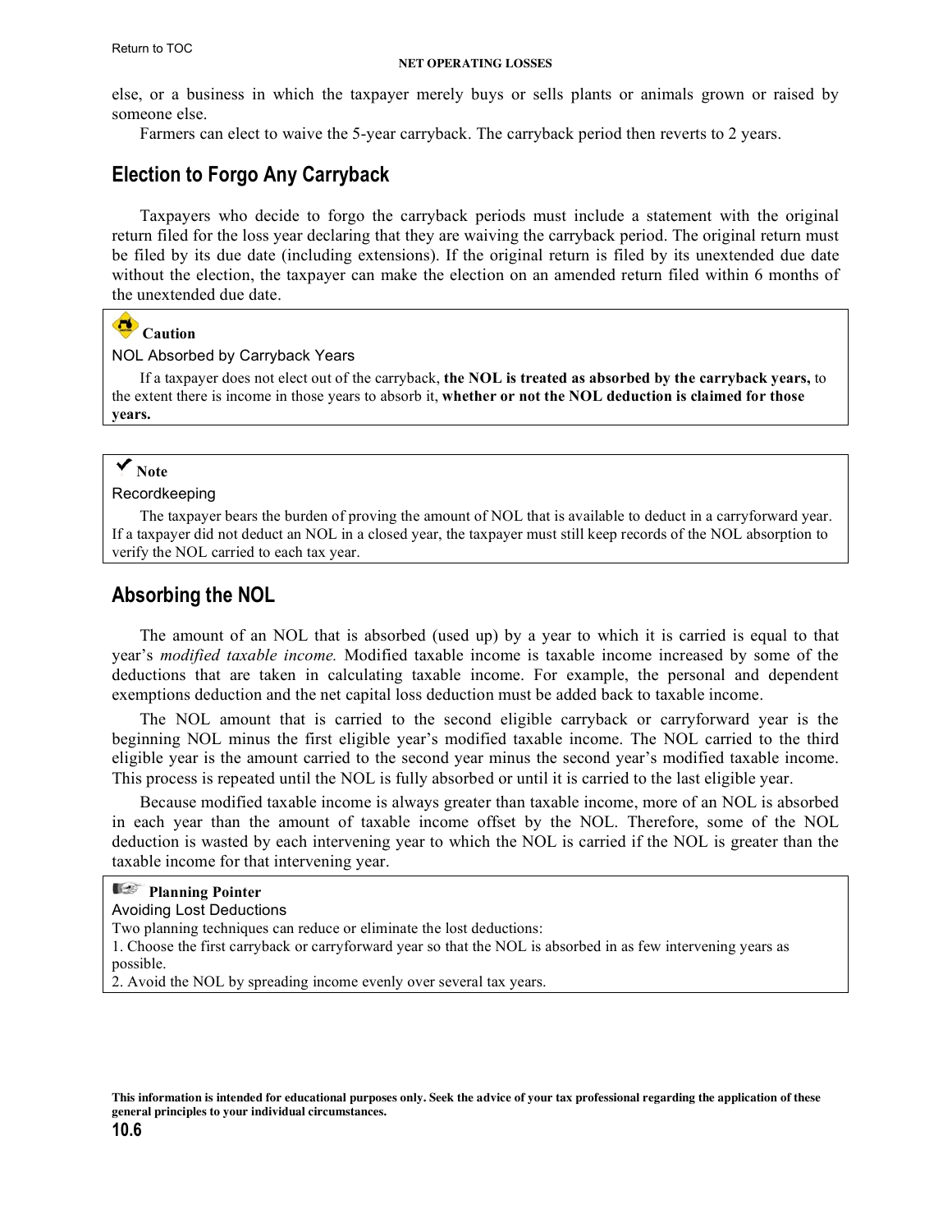else, or a business in which the taxpayer merely buys or sells plants or animals grown or raised by someone else.

Farmers can elect to waive the 5-year carryback. The carryback period then reverts to 2 years.

## Election to Forgo Any Carryback

Taxpayers who decide to forgo the carryback periods must include a statement with the original return filed for the loss year declaring that they are waiving the carryback period. The original return must be filed by its due date (including extensions). If the original return is filed by its unextended due date without the election, the taxpayer can make the election on an amended return filed within 6 months of the unextended due date.

> **Caution**
>
> NOL Absorbed by Carryback Years
>
> If a taxpayer does not elect out of the carryback, **the NOL is treated as absorbed by the carryback years,** to the extent there is income in those years to absorb it, **whether or not the NOL deduction is claimed for those years.**

> **Note**
>
> Recordkeeping
>
> The taxpayer bears the burden of proving the amount of NOL that is available to deduct in a carryforward year. If a taxpayer did not deduct an NOL in a closed year, the taxpayer must still keep records of the NOL absorption to verify the NOL carried to each tax year.

## Absorbing the NOL

The amount of an NOL that is absorbed (used up) by a year to which it is carried is equal to that year's *modified taxable income.* Modified taxable income is taxable income increased by some of the deductions that are taken in calculating taxable income. For example, the personal and dependent exemptions deduction and the net capital loss deduction must be added back to taxable income.

The NOL amount that is carried to the second eligible carryback or carryforward year is the beginning NOL minus the first eligible year's modified taxable income. The NOL carried to the third eligible year is the amount carried to the second year minus the second year's modified taxable income. This process is repeated until the NOL is fully absorbed or until it is carried to the last eligible year.

Because modified taxable income is always greater than taxable income, more of an NOL is absorbed in each year than the amount of taxable income offset by the NOL. Therefore, some of the NOL deduction is wasted by each intervening year to which the NOL is carried if the NOL is greater than the taxable income for that intervening year.

> **Planning Pointer**
>
> Avoiding Lost Deductions
>
> Two planning techniques can reduce or eliminate the lost deductions:
>
> 1. Choose the first carryback or carryforward year so that the NOL is absorbed in as few intervening years as possible.
> 2. Avoid the NOL by spreading income evenly over several tax years.

**This information is intended for educational purposes only. Seek the advice of your tax professional regarding the application of these general principles to your individual circumstances.**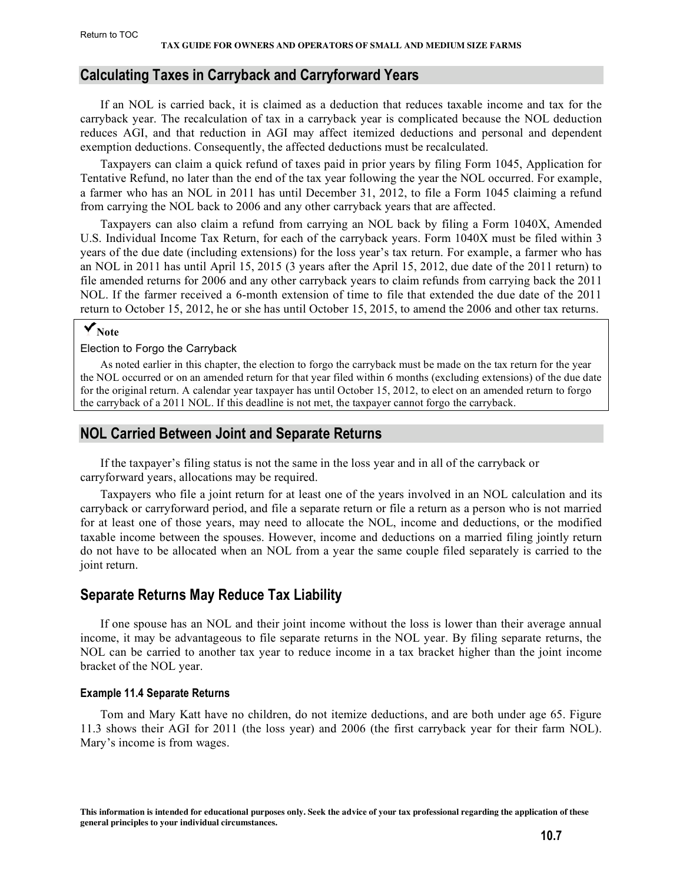## Calculating Taxes in Carryback and Carryforward Years

If an NOL is carried back, it is claimed as a deduction that reduces taxable income and tax for the carryback year. The recalculation of tax in a carryback year is complicated because the NOL deduction reduces AGI, and that reduction in AGI may affect itemized deductions and personal and dependent exemption deductions. Consequently, the affected deductions must be recalculated.

Taxpayers can claim a quick refund of taxes paid in prior years by filing Form 1045, Application for Tentative Refund, no later than the end of the tax year following the year the NOL occurred. For example, a farmer who has an NOL in 2011 has until December 31, 2012, to file a Form 1045 claiming a refund from carrying the NOL back to 2006 and any other carryback years that are affected.

Taxpayers can also claim a refund from carrying an NOL back by filing a Form 1040X, Amended U.S. Individual Income Tax Return, for each of the carryback years. Form 1040X must be filed within 3 years of the due date (including extensions) for the loss year's tax return. For example, a farmer who has an NOL in 2011 has until April 15, 2015 (3 years after the April 15, 2012, due date of the 2011 return) to file amended returns for 2006 and any other carryback years to claim refunds from carrying back the 2011 NOL. If the farmer received a 6-month extension of time to file that extended the due date of the 2011 return to October 15, 2012, he or she has until October 15, 2015, to amend the 2006 and other tax returns.

> ✔**Note**
>
> Election to Forgo the Carryback
>
> As noted earlier in this chapter, the election to forgo the carryback must be made on the tax return for the year the NOL occurred or on an amended return for that year filed within 6 months (excluding extensions) of the due date for the original return. A calendar year taxpayer has until October 15, 2012, to elect on an amended return to forgo the carryback of a 2011 NOL. If this deadline is not met, the taxpayer cannot forgo the carryback.

## NOL Carried Between Joint and Separate Returns

If the taxpayer's filing status is not the same in the loss year and in all of the carryback or carryforward years, allocations may be required.

Taxpayers who file a joint return for at least one of the years involved in an NOL calculation and its carryback or carryforward period, and file a separate return or file a return as a person who is not married for at least one of those years, may need to allocate the NOL, income and deductions, or the modified taxable income between the spouses. However, income and deductions on a married filing jointly return do not have to be allocated when an NOL from a year the same couple filed separately is carried to the joint return.

## Separate Returns May Reduce Tax Liability

If one spouse has an NOL and their joint income without the loss is lower than their average annual income, it may be advantageous to file separate returns in the NOL year. By filing separate returns, the NOL can be carried to another tax year to reduce income in a tax bracket higher than the joint income bracket of the NOL year.

### Example 11.4 Separate Returns

Tom and Mary Katt have no children, do not itemize deductions, and are both under age 65. Figure 11.3 shows their AGI for 2011 (the loss year) and 2006 (the first carryback year for their farm NOL). Mary's income is from wages.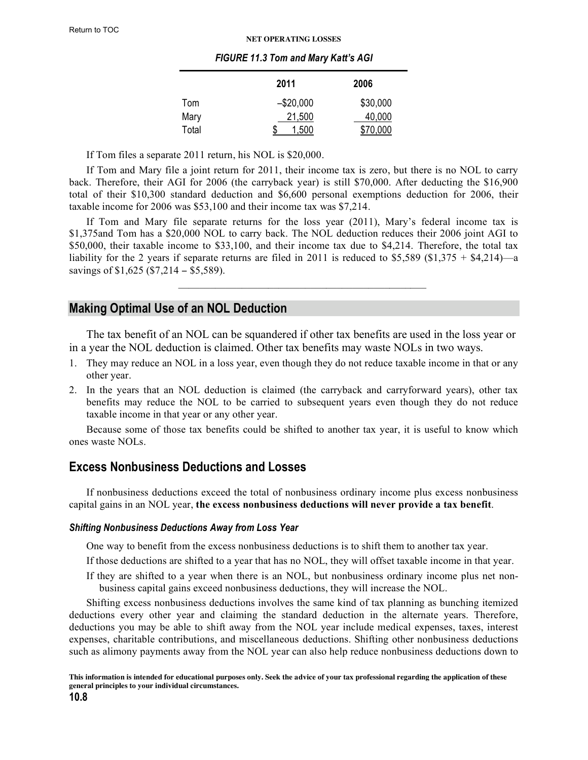*FIGURE 11.3 Tom and Mary Katt's AGI*

| | 2011 | 2006 |
|---|---|---|
| Tom | –$20,000 | $30,000 |
| Mary | 21,500 | 40,000 |
| Total | $ 1,500 | $70,000 |

If Tom files a separate 2011 return, his NOL is $20,000.

If Tom and Mary file a joint return for 2011, their income tax is zero, but there is no NOL to carry back. Therefore, their AGI for 2006 (the carryback year) is still $70,000. After deducting the $16,900 total of their $10,300 standard deduction and $6,600 personal exemptions deduction for 2006, their taxable income for 2006 was $53,100 and their income tax was $7,214.

If Tom and Mary file separate returns for the loss year (2011), Mary's federal income tax is $1,375and Tom has a $20,000 NOL to carry back. The NOL deduction reduces their 2006 joint AGI to $50,000, their taxable income to $33,100, and their income tax due to $4,214. Therefore, the total tax liability for the 2 years if separate returns are filed in 2011 is reduced to $5,589 ($1,375 + $4,214)—a savings of $1,625 ($7,214 – $5,589).

---

## Making Optimal Use of an NOL Deduction

The tax benefit of an NOL can be squandered if other tax benefits are used in the loss year or in a year the NOL deduction is claimed. Other tax benefits may waste NOLs in two ways.

1. They may reduce an NOL in a loss year, even though they do not reduce taxable income in that or any other year.
2. In the years that an NOL deduction is claimed (the carryback and carryforward years), other tax benefits may reduce the NOL to be carried to subsequent years even though they do not reduce taxable income in that year or any other year.

Because some of those tax benefits could be shifted to another tax year, it is useful to know which ones waste NOLs.

## Excess Nonbusiness Deductions and Losses

If nonbusiness deductions exceed the total of nonbusiness ordinary income plus excess nonbusiness capital gains in an NOL year, **the excess nonbusiness deductions will never provide a tax benefit**.

### *Shifting Nonbusiness Deductions Away from Loss Year*

One way to benefit from the excess nonbusiness deductions is to shift them to another tax year.

If those deductions are shifted to a year that has no NOL, they will offset taxable income in that year.

If they are shifted to a year when there is an NOL, but nonbusiness ordinary income plus net nonbusiness capital gains exceed nonbusiness deductions, they will increase the NOL.

Shifting excess nonbusiness deductions involves the same kind of tax planning as bunching itemized deductions every other year and claiming the standard deduction in the alternate years. Therefore, deductions you may be able to shift away from the NOL year include medical expenses, taxes, interest expenses, charitable contributions, and miscellaneous deductions. Shifting other nonbusiness deductions such as alimony payments away from the NOL year can also help reduce nonbusiness deductions down to

**This information is intended for educational purposes only. Seek the advice of your tax professional regarding the application of these general principles to your individual circumstances.**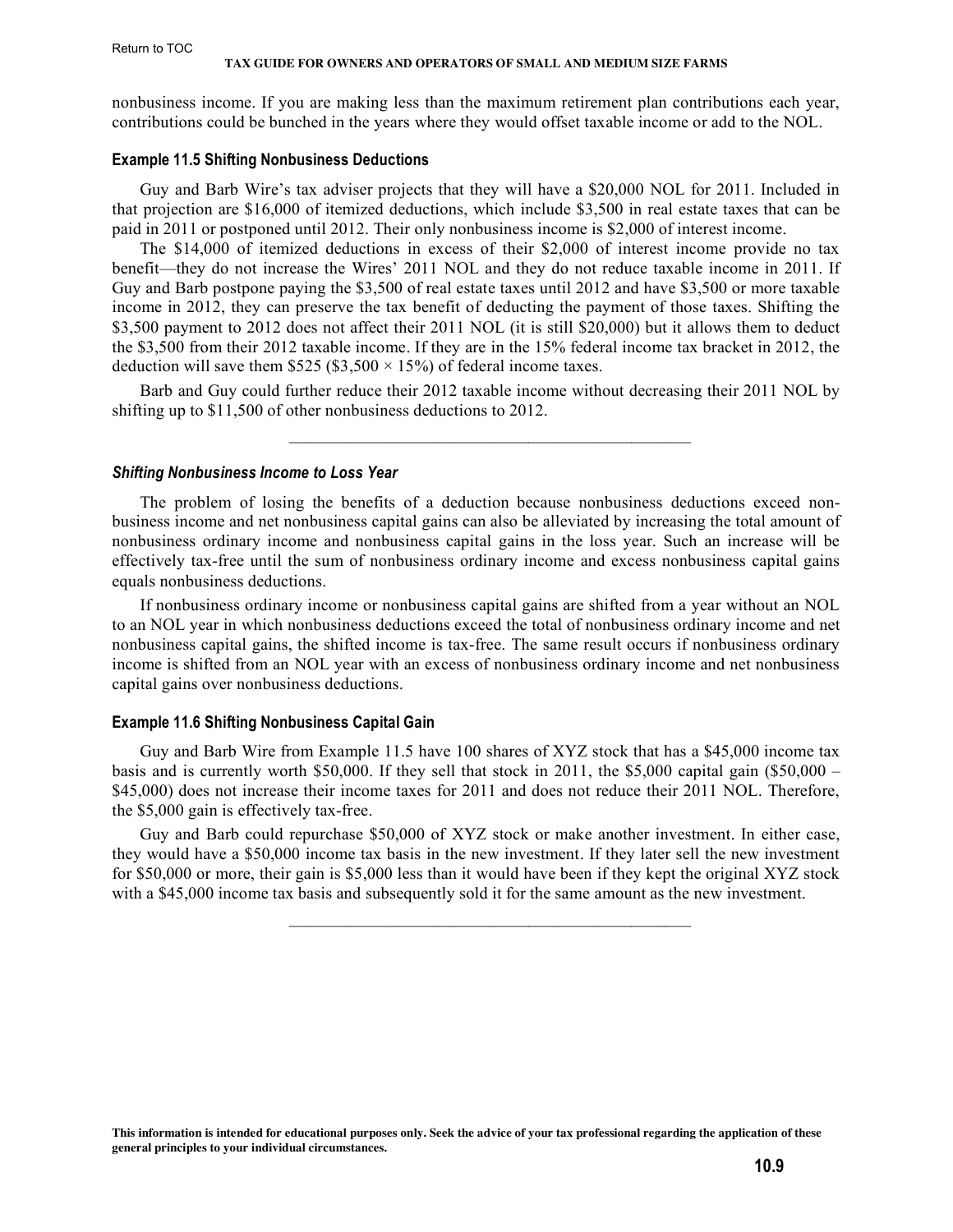nonbusiness income. If you are making less than the maximum retirement plan contributions each year, contributions could be bunched in the years where they would offset taxable income or add to the NOL.

#### Example 11.5 Shifting Nonbusiness Deductions

Guy and Barb Wire's tax adviser projects that they will have a $20,000 NOL for 2011. Included in that projection are $16,000 of itemized deductions, which include $3,500 in real estate taxes that can be paid in 2011 or postponed until 2012. Their only nonbusiness income is $2,000 of interest income.

The $14,000 of itemized deductions in excess of their $2,000 of interest income provide no tax benefit—they do not increase the Wires' 2011 NOL and they do not reduce taxable income in 2011. If Guy and Barb postpone paying the $3,500 of real estate taxes until 2012 and have $3,500 or more taxable income in 2012, they can preserve the tax benefit of deducting the payment of those taxes. Shifting the $3,500 payment to 2012 does not affect their 2011 NOL (it is still $20,000) but it allows them to deduct the $3,500 from their 2012 taxable income. If they are in the 15% federal income tax bracket in 2012, the deduction will save them $525 ($3,500 × 15%) of federal income taxes.

Barb and Guy could further reduce their 2012 taxable income without decreasing their 2011 NOL by shifting up to $11,500 of other nonbusiness deductions to 2012.

---

#### *Shifting Nonbusiness Income to Loss Year*

The problem of losing the benefits of a deduction because nonbusiness deductions exceed nonbusiness income and net nonbusiness capital gains can also be alleviated by increasing the total amount of nonbusiness ordinary income and nonbusiness capital gains in the loss year. Such an increase will be effectively tax-free until the sum of nonbusiness ordinary income and excess nonbusiness capital gains equals nonbusiness deductions.

If nonbusiness ordinary income or nonbusiness capital gains are shifted from a year without an NOL to an NOL year in which nonbusiness deductions exceed the total of nonbusiness ordinary income and net nonbusiness capital gains, the shifted income is tax-free. The same result occurs if nonbusiness ordinary income is shifted from an NOL year with an excess of nonbusiness ordinary income and net nonbusiness capital gains over nonbusiness deductions.

#### Example 11.6 Shifting Nonbusiness Capital Gain

Guy and Barb Wire from Example 11.5 have 100 shares of XYZ stock that has a $45,000 income tax basis and is currently worth $50,000. If they sell that stock in 2011, the $5,000 capital gain ($50,000 – $45,000) does not increase their income taxes for 2011 and does not reduce their 2011 NOL. Therefore, the $5,000 gain is effectively tax-free.

Guy and Barb could repurchase $50,000 of XYZ stock or make another investment. In either case, they would have a $50,000 income tax basis in the new investment. If they later sell the new investment for $50,000 or more, their gain is $5,000 less than it would have been if they kept the original XYZ stock with a $45,000 income tax basis and subsequently sold it for the same amount as the new investment.

---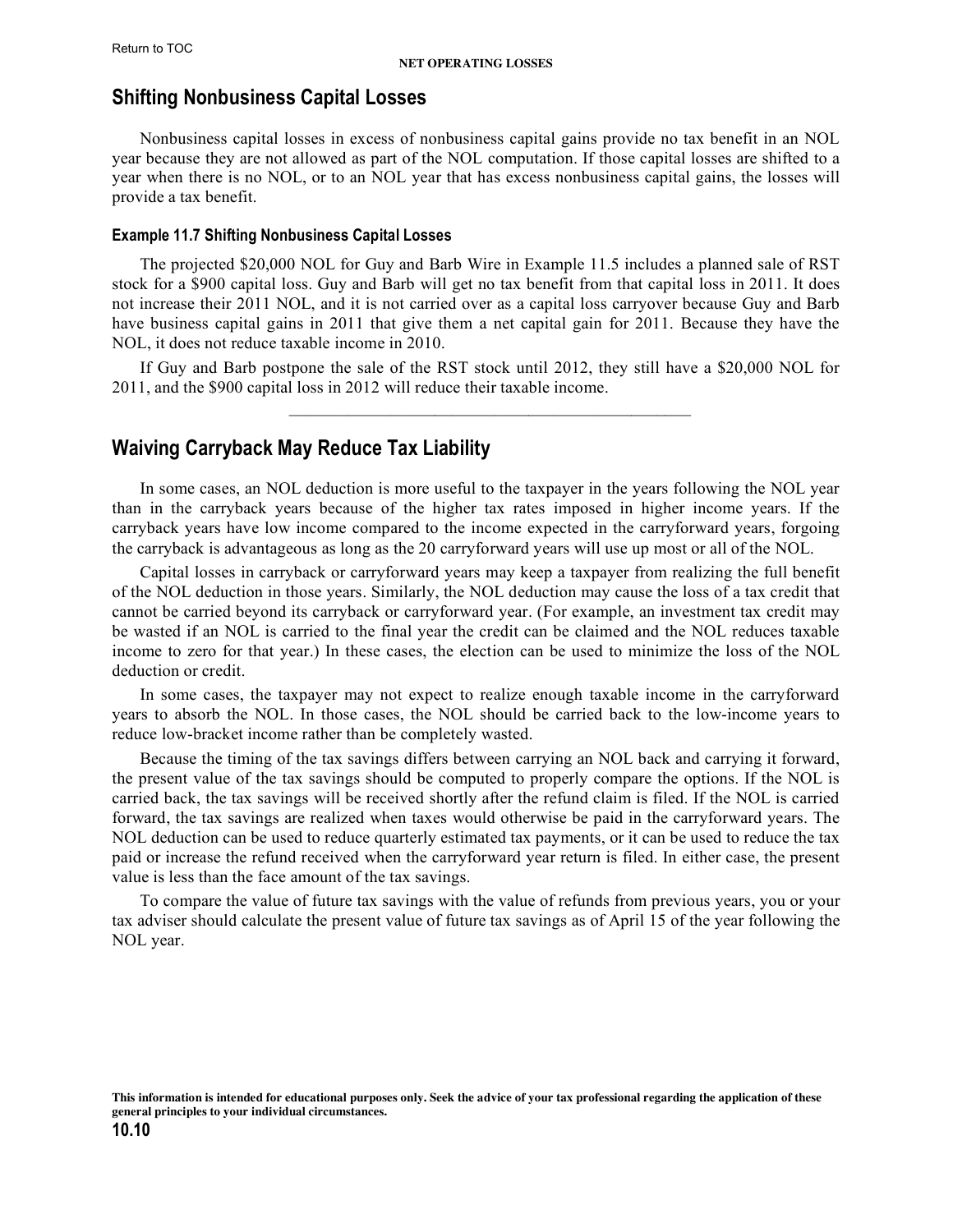## Shifting Nonbusiness Capital Losses

Nonbusiness capital losses in excess of nonbusiness capital gains provide no tax benefit in an NOL year because they are not allowed as part of the NOL computation. If those capital losses are shifted to a year when there is no NOL, or to an NOL year that has excess nonbusiness capital gains, the losses will provide a tax benefit.

#### Example 11.7 Shifting Nonbusiness Capital Losses

The projected $20,000 NOL for Guy and Barb Wire in Example 11.5 includes a planned sale of RST stock for a $900 capital loss. Guy and Barb will get no tax benefit from that capital loss in 2011. It does not increase their 2011 NOL, and it is not carried over as a capital loss carryover because Guy and Barb have business capital gains in 2011 that give them a net capital gain for 2011. Because they have the NOL, it does not reduce taxable income in 2010.

If Guy and Barb postpone the sale of the RST stock until 2012, they still have a $20,000 NOL for 2011, and the $900 capital loss in 2012 will reduce their taxable income.

---

## Waiving Carryback May Reduce Tax Liability

In some cases, an NOL deduction is more useful to the taxpayer in the years following the NOL year than in the carryback years because of the higher tax rates imposed in higher income years. If the carryback years have low income compared to the income expected in the carryforward years, forgoing the carryback is advantageous as long as the 20 carryforward years will use up most or all of the NOL.

Capital losses in carryback or carryforward years may keep a taxpayer from realizing the full benefit of the NOL deduction in those years. Similarly, the NOL deduction may cause the loss of a tax credit that cannot be carried beyond its carryback or carryforward year. (For example, an investment tax credit may be wasted if an NOL is carried to the final year the credit can be claimed and the NOL reduces taxable income to zero for that year.) In these cases, the election can be used to minimize the loss of the NOL deduction or credit.

In some cases, the taxpayer may not expect to realize enough taxable income in the carryforward years to absorb the NOL. In those cases, the NOL should be carried back to the low-income years to reduce low-bracket income rather than be completely wasted.

Because the timing of the tax savings differs between carrying an NOL back and carrying it forward, the present value of the tax savings should be computed to properly compare the options. If the NOL is carried back, the tax savings will be received shortly after the refund claim is filed. If the NOL is carried forward, the tax savings are realized when taxes would otherwise be paid in the carryforward years. The NOL deduction can be used to reduce quarterly estimated tax payments, or it can be used to reduce the tax paid or increase the refund received when the carryforward year return is filed. In either case, the present value is less than the face amount of the tax savings.

To compare the value of future tax savings with the value of refunds from previous years, you or your tax adviser should calculate the present value of future tax savings as of April 15 of the year following the NOL year.

**This information is intended for educational purposes only. Seek the advice of your tax professional regarding the application of these general principles to your individual circumstances.**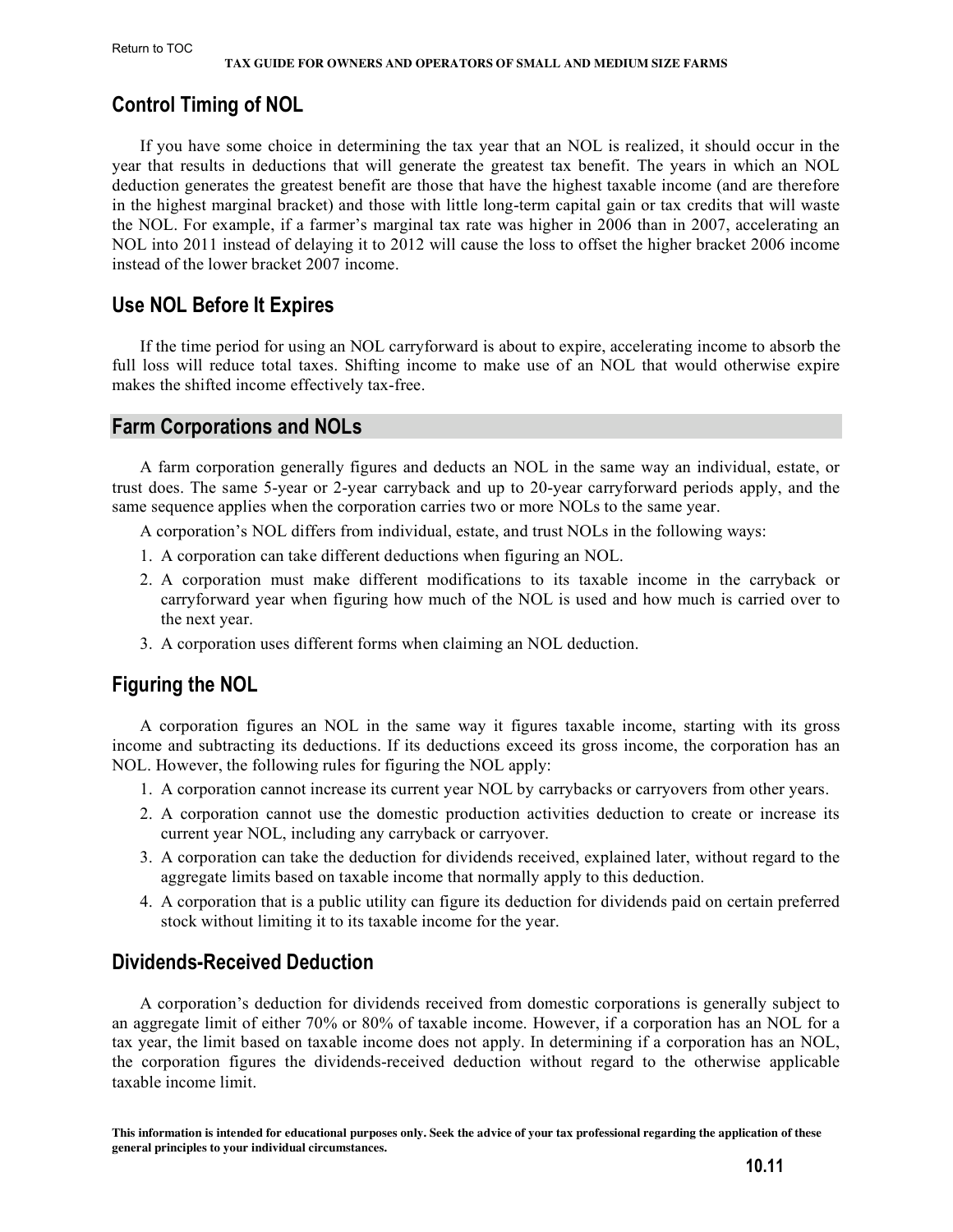## Control Timing of NOL

If you have some choice in determining the tax year that an NOL is realized, it should occur in the year that results in deductions that will generate the greatest tax benefit. The years in which an NOL deduction generates the greatest benefit are those that have the highest taxable income (and are therefore in the highest marginal bracket) and those with little long-term capital gain or tax credits that will waste the NOL. For example, if a farmer's marginal tax rate was higher in 2006 than in 2007, accelerating an NOL into 2011 instead of delaying it to 2012 will cause the loss to offset the higher bracket 2006 income instead of the lower bracket 2007 income.

## Use NOL Before It Expires

If the time period for using an NOL carryforward is about to expire, accelerating income to absorb the full loss will reduce total taxes. Shifting income to make use of an NOL that would otherwise expire makes the shifted income effectively tax-free.

# Farm Corporations and NOLs

A farm corporation generally figures and deducts an NOL in the same way an individual, estate, or trust does. The same 5-year or 2-year carryback and up to 20-year carryforward periods apply, and the same sequence applies when the corporation carries two or more NOLs to the same year.

A corporation's NOL differs from individual, estate, and trust NOLs in the following ways:

1. A corporation can take different deductions when figuring an NOL.
2. A corporation must make different modifications to its taxable income in the carryback or carryforward year when figuring how much of the NOL is used and how much is carried over to the next year.
3. A corporation uses different forms when claiming an NOL deduction.

## Figuring the NOL

A corporation figures an NOL in the same way it figures taxable income, starting with its gross income and subtracting its deductions. If its deductions exceed its gross income, the corporation has an NOL. However, the following rules for figuring the NOL apply:

1. A corporation cannot increase its current year NOL by carrybacks or carryovers from other years.
2. A corporation cannot use the domestic production activities deduction to create or increase its current year NOL, including any carryback or carryover.
3. A corporation can take the deduction for dividends received, explained later, without regard to the aggregate limits based on taxable income that normally apply to this deduction.
4. A corporation that is a public utility can figure its deduction for dividends paid on certain preferred stock without limiting it to its taxable income for the year.

## Dividends-Received Deduction

A corporation's deduction for dividends received from domestic corporations is generally subject to an aggregate limit of either 70% or 80% of taxable income. However, if a corporation has an NOL for a tax year, the limit based on taxable income does not apply. In determining if a corporation has an NOL, the corporation figures the dividends-received deduction without regard to the otherwise applicable taxable income limit.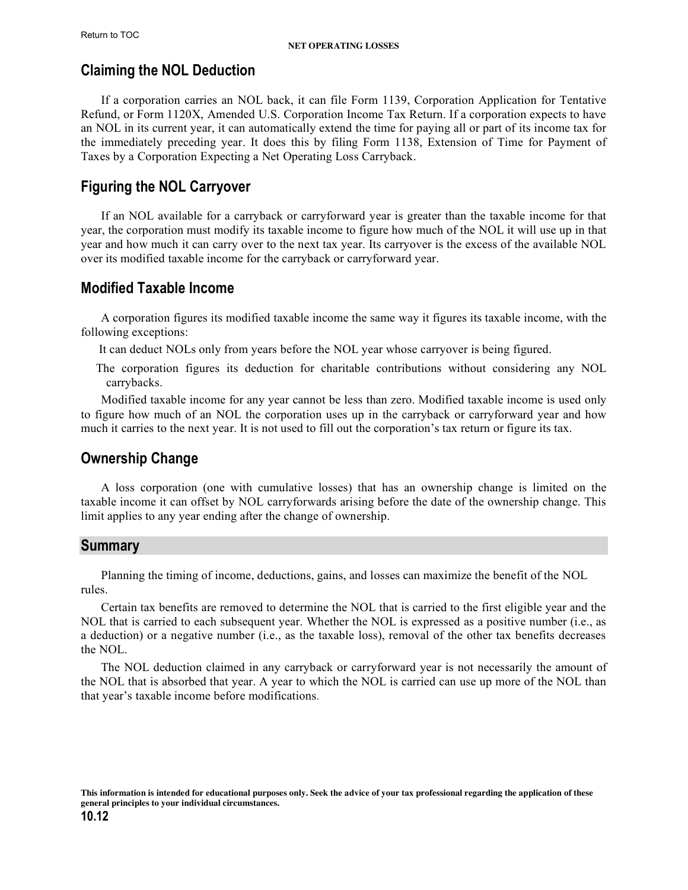## Claiming the NOL Deduction

If a corporation carries an NOL back, it can file Form 1139, Corporation Application for Tentative Refund, or Form 1120X, Amended U.S. Corporation Income Tax Return. If a corporation expects to have an NOL in its current year, it can automatically extend the time for paying all or part of its income tax for the immediately preceding year. It does this by filing Form 1138, Extension of Time for Payment of Taxes by a Corporation Expecting a Net Operating Loss Carryback.

## Figuring the NOL Carryover

If an NOL available for a carryback or carryforward year is greater than the taxable income for that year, the corporation must modify its taxable income to figure how much of the NOL it will use up in that year and how much it can carry over to the next tax year. Its carryover is the excess of the available NOL over its modified taxable income for the carryback or carryforward year.

## Modified Taxable Income

A corporation figures its modified taxable income the same way it figures its taxable income, with the following exceptions:

- It can deduct NOLs only from years before the NOL year whose carryover is being figured.
- The corporation figures its deduction for charitable contributions without considering any NOL carrybacks.

Modified taxable income for any year cannot be less than zero. Modified taxable income is used only to figure how much of an NOL the corporation uses up in the carryback or carryforward year and how much it carries to the next year. It is not used to fill out the corporation's tax return or figure its tax.

## Ownership Change

A loss corporation (one with cumulative losses) that has an ownership change is limited on the taxable income it can offset by NOL carryforwards arising before the date of the ownership change. This limit applies to any year ending after the change of ownership.

## Summary

Planning the timing of income, deductions, gains, and losses can maximize the benefit of the NOL rules.

Certain tax benefits are removed to determine the NOL that is carried to the first eligible year and the NOL that is carried to each subsequent year. Whether the NOL is expressed as a positive number (i.e., as a deduction) or a negative number (i.e., as the taxable loss), removal of the other tax benefits decreases the NOL.

The NOL deduction claimed in any carryback or carryforward year is not necessarily the amount of the NOL that is absorbed that year. A year to which the NOL is carried can use up more of the NOL than that year's taxable income before modifications.

**This information is intended for educational purposes only. Seek the advice of your tax professional regarding the application of these general principles to your individual circumstances.**